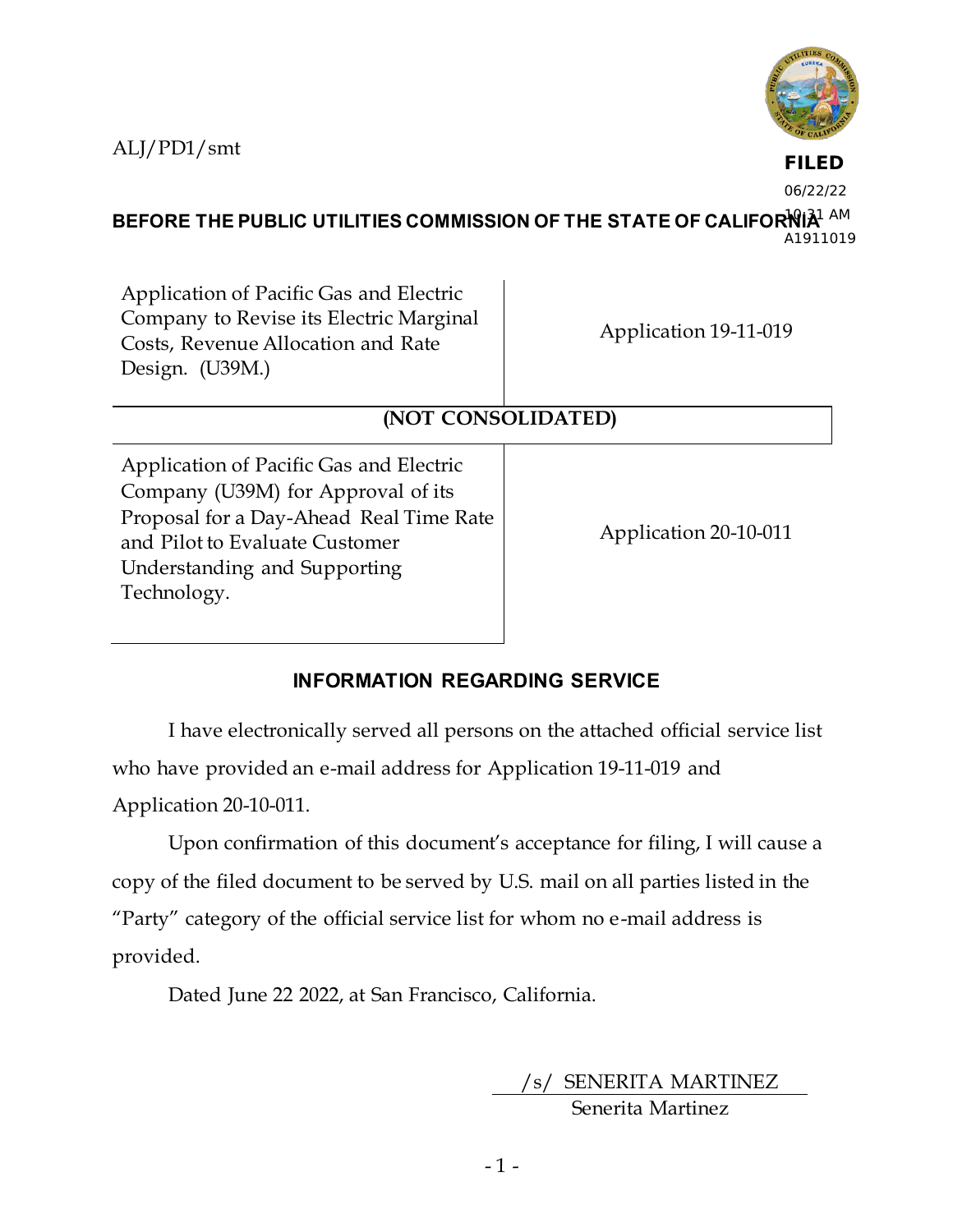ALJ/PD1/smt

**FILED**
06/22/22
10:31 AM
A1911019

**BEFORE THE PUBLIC UTILITIES COMMISSION OF THE STATE OF CALIFORNIA**

| | |
|---|---|
| Application of Pacific Gas and Electric Company to Revise its Electric Marginal Costs, Revenue Allocation and Rate Design. (U39M.) | Application 19-11-019 |
| **(NOT CONSOLIDATED)** | |
| Application of Pacific Gas and Electric Company (U39M) for Approval of its Proposal for a Day-Ahead Real Time Rate and Pilot to Evaluate Customer Understanding and Supporting Technology. | Application 20-10-011 |

## INFORMATION REGARDING SERVICE

I have electronically served all persons on the attached official service list who have provided an e-mail address for Application 19-11-019 and Application 20-10-011.

Upon confirmation of this document's acceptance for filing, I will cause a copy of the filed document to be served by U.S. mail on all parties listed in the "Party" category of the official service list for whom no e-mail address is provided.

Dated June 22 2022, at San Francisco, California.

/s/ SENERITA MARTINEZ
Senerita Martinez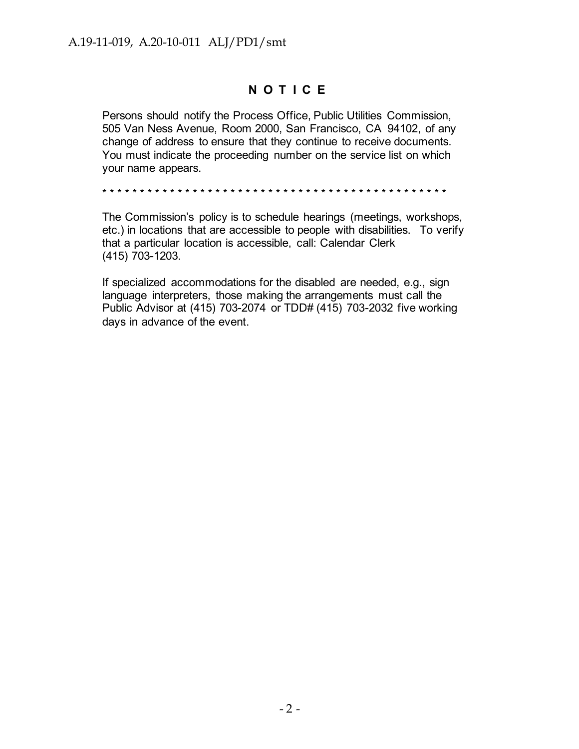# N O T I C E

Persons should notify the Process Office, Public Utilities Commission, 505 Van Ness Avenue, Room 2000, San Francisco, CA 94102, of any change of address to ensure that they continue to receive documents. You must indicate the proceeding number on the service list on which your name appears.

* * * * * * * * * * * * * * * * * * * * * * * * * * * * * * * * * * * * * * * * * * * * * * * * * *

The Commission's policy is to schedule hearings (meetings, workshops, etc.) in locations that are accessible to people with disabilities. To verify that a particular location is accessible, call: Calendar Clerk (415) 703-1203.

If specialized accommodations for the disabled are needed, e.g., sign language interpreters, those making the arrangements must call the Public Advisor at (415) 703-2074 or TDD# (415) 703-2032 five working days in advance of the event.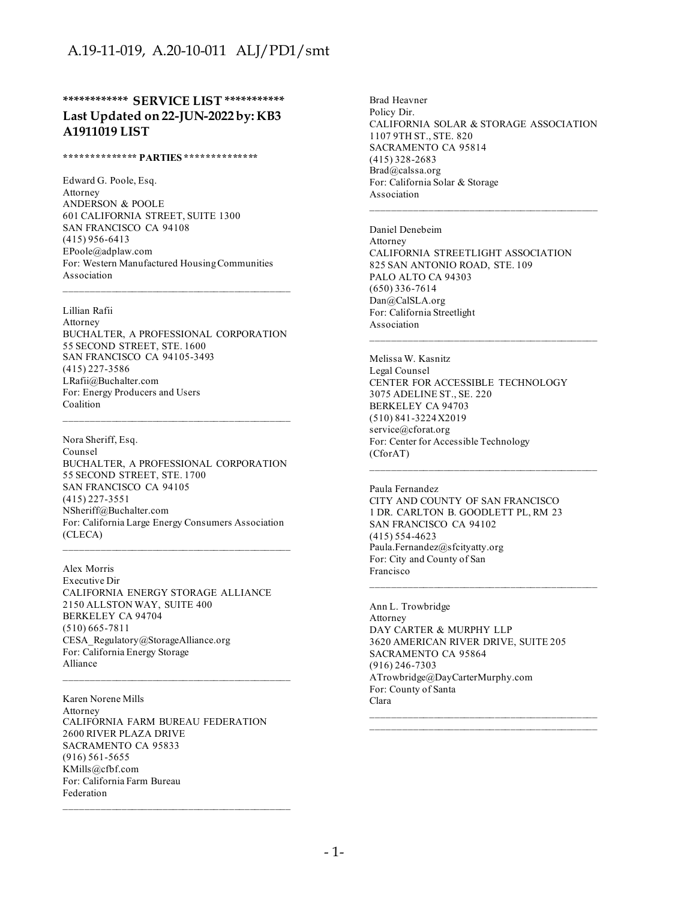**\*\*\*\*\*\*\*\*\*\*\*\* SERVICE LIST \*\*\*\*\*\*\*\*\*\*\***
**Last Updated on 22-JUN-2022 by: KB3**
**A1911019 LIST**

**\*\*\*\*\*\*\*\*\*\*\*\*\*\* PARTIES \*\*\*\*\*\*\*\*\*\*\*\*\*\***

Edward G. Poole, Esq.
Attorney
ANDERSON & POOLE
601 CALIFORNIA STREET, SUITE 1300
SAN FRANCISCO CA 94108
(415) 956-6413
EPoole@adplaw.com
For: Western Manufactured Housing Communities Association

---

Lillian Rafii
Attorney
BUCHALTER, A PROFESSIONAL CORPORATION
55 SECOND STREET, STE. 1600
SAN FRANCISCO CA 94105-3493
(415) 227-3586
LRafii@Buchalter.com
For: Energy Producers and Users Coalition

---

Nora Sheriff, Esq.
Counsel
BUCHALTER, A PROFESSIONAL CORPORATION
55 SECOND STREET, STE. 1700
SAN FRANCISCO CA 94105
(415) 227-3551
NSheriff@Buchalter.com
For: California Large Energy Consumers Association (CLECA)

---

Alex Morris
Executive Dir
CALIFORNIA ENERGY STORAGE ALLIANCE
2150 ALLSTON WAY, SUITE 400
BERKELEY CA 94704
(510) 665-7811
CESA_Regulatory@StorageAlliance.org
For: California Energy Storage Alliance

---

Karen Norene Mills
Attorney
CALIFORNIA FARM BUREAU FEDERATION
2600 RIVER PLAZA DRIVE
SACRAMENTO CA 95833
(916) 561-5655
KMills@cfbf.com
For: California Farm Bureau Federation

---

Brad Heavner
Policy Dir.
CALIFORNIA SOLAR & STORAGE ASSOCIATION
1107 9TH ST., STE. 820
SACRAMENTO CA 95814
(415) 328-2683
Brad@calssa.org
For: California Solar & Storage Association

---

Daniel Denebeim
Attorney
CALIFORNIA STREETLIGHT ASSOCIATION
825 SAN ANTONIO ROAD, STE. 109
PALO ALTO CA 94303
(650) 336-7614
Dan@CalSLA.org
For: California Streetlight Association

---

Melissa W. Kasnitz
Legal Counsel
CENTER FOR ACCESSIBLE TECHNOLOGY
3075 ADELINE ST., SE. 220
BERKELEY CA 94703
(510) 841-3224 X2019
service@cforat.org
For: Center for Accessible Technology (CforAT)

---

Paula Fernandez
CITY AND COUNTY OF SAN FRANCISCO
1 DR. CARLTON B. GOODLETT PL, RM 23
SAN FRANCISCO CA 94102
(415) 554-4623
Paula.Fernandez@sfcityatty.org
For: City and County of San Francisco

---

Ann L. Trowbridge
Attorney
DAY CARTER & MURPHY LLP
3620 AMERICAN RIVER DRIVE, SUITE 205
SACRAMENTO CA 95864
(916) 246-7303
ATrowbridge@DayCarterMurphy.com
For: County of Santa Clara

---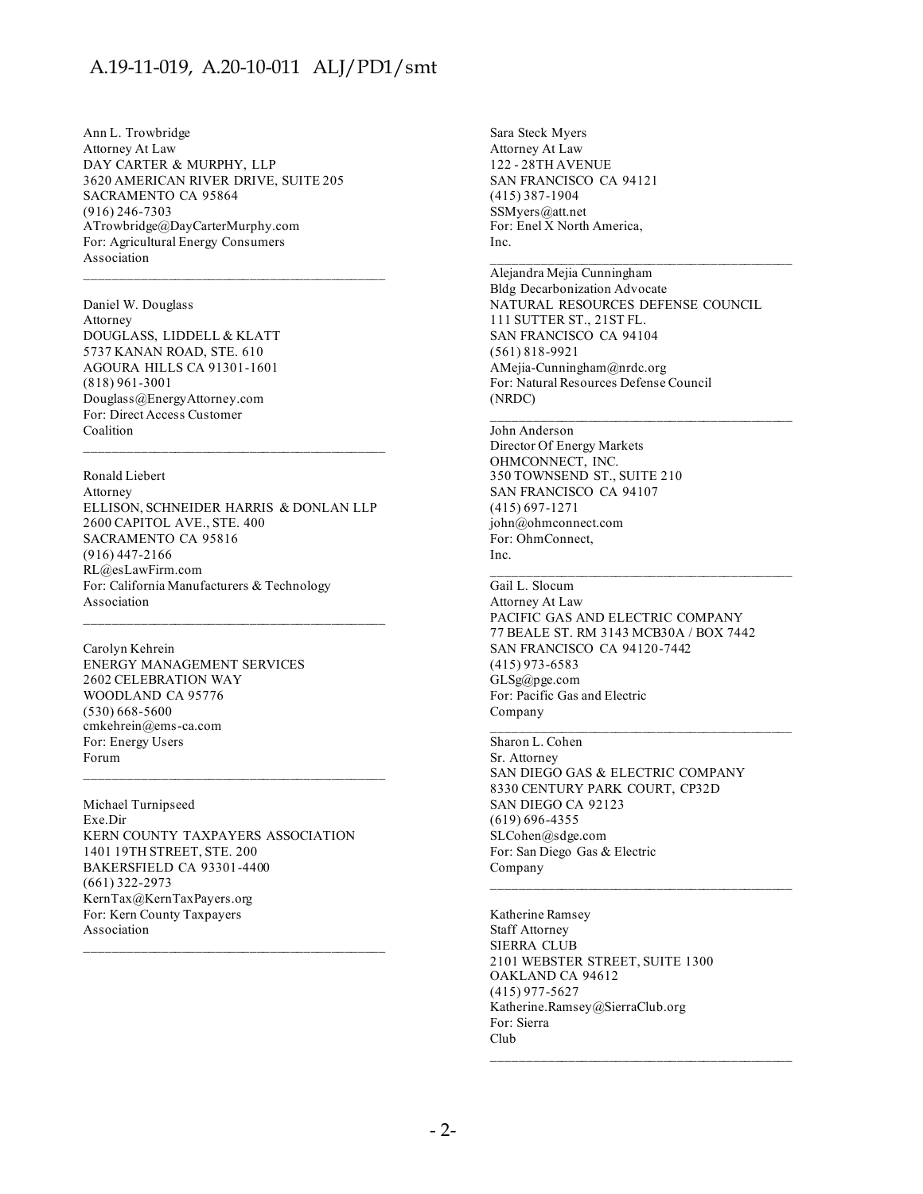Ann L. Trowbridge
Attorney At Law
DAY CARTER & MURPHY, LLP
3620 AMERICAN RIVER DRIVE, SUITE 205
SACRAMENTO CA 95864
(916) 246-7303
ATrowbridge@DayCarterMurphy.com
For: Agricultural Energy Consumers Association

---

Daniel W. Douglass
Attorney
DOUGLASS, LIDDELL & KLATT
5737 KANAN ROAD, STE. 610
AGOURA HILLS CA 91301-1601
(818) 961-3001
Douglass@EnergyAttorney.com
For: Direct Access Customer Coalition

---

Ronald Liebert
Attorney
ELLISON, SCHNEIDER HARRIS & DONLAN LLP
2600 CAPITOL AVE., STE. 400
SACRAMENTO CA 95816
(916) 447-2166
RL@esLawFirm.com
For: California Manufacturers & Technology Association

---

Carolyn Kehrein
ENERGY MANAGEMENT SERVICES
2602 CELEBRATION WAY
WOODLAND CA 95776
(530) 668-5600
cmkehrein@ems-ca.com
For: Energy Users Forum

---

Michael Turnipseed
Exe.Dir
KERN COUNTY TAXPAYERS ASSOCIATION
1401 19TH STREET, STE. 200
BAKERSFIELD CA 93301-4400
(661) 322-2973
KernTax@KernTaxPayers.org
For: Kern County Taxpayers Association

---

Sara Steck Myers
Attorney At Law
122 - 28TH AVENUE
SAN FRANCISCO CA 94121
(415) 387-1904
SSMyers@att.net
For: Enel X North America, Inc.

---

Alejandra Mejia Cunningham
Bldg Decarbonization Advocate
NATURAL RESOURCES DEFENSE COUNCIL
111 SUTTER ST., 21ST FL.
SAN FRANCISCO CA 94104
(561) 818-9921
AMejia-Cunningham@nrdc.org
For: Natural Resources Defense Council (NRDC)

---

John Anderson
Director Of Energy Markets
OHMCONNECT, INC.
350 TOWNSEND ST., SUITE 210
SAN FRANCISCO CA 94107
(415) 697-1271
john@ohmconnect.com
For: OhmConnect, Inc.

---

Gail L. Slocum
Attorney At Law
PACIFIC GAS AND ELECTRIC COMPANY
77 BEALE ST. RM 3143 MCB30A / BOX 7442
SAN FRANCISCO CA 94120-7442
(415) 973-6583
GLSg@pge.com
For: Pacific Gas and Electric Company

---

Sharon L. Cohen
Sr. Attorney
SAN DIEGO GAS & ELECTRIC COMPANY
8330 CENTURY PARK COURT, CP32D
SAN DIEGO CA 92123
(619) 696-4355
SLCohen@sdge.com
For: San Diego Gas & Electric Company

---

Katherine Ramsey
Staff Attorney
SIERRA CLUB
2101 WEBSTER STREET, SUITE 1300
OAKLAND CA 94612
(415) 977-5627
Katherine.Ramsey@SierraClub.org
For: Sierra Club

---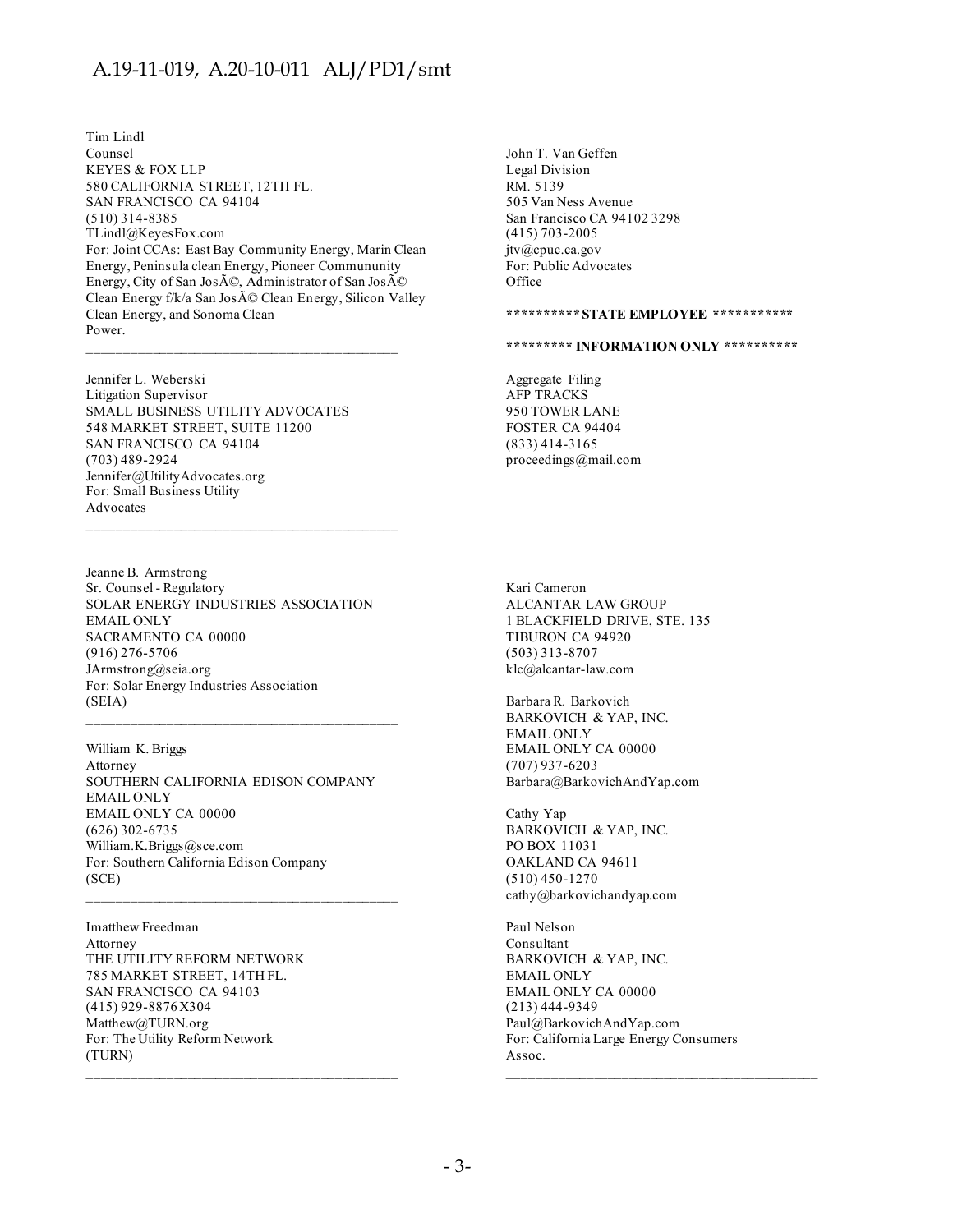Tim Lindl
Counsel
KEYES & FOX LLP
580 CALIFORNIA STREET, 12TH FL.
SAN FRANCISCO CA 94104
(510) 314-8385
TLindl@KeyesFox.com
For: Joint CCAs: East Bay Community Energy, Marin Clean Energy, Peninsula clean Energy, Pioneer Commununity Energy, City of San JosÃ©, Administrator of San JosÃ© Clean Energy f/k/a San JosÃ© Clean Energy, Silicon Valley Clean Energy, and Sonoma Clean Power.

---

Jennifer L. Weberski
Litigation Supervisor
SMALL BUSINESS UTILITY ADVOCATES
548 MARKET STREET, SUITE 11200
SAN FRANCISCO CA 94104
(703) 489-2924
Jennifer@UtilityAdvocates.org
For: Small Business Utility Advocates

---

Jeanne B. Armstrong
Sr. Counsel - Regulatory
SOLAR ENERGY INDUSTRIES ASSOCIATION
EMAIL ONLY
SACRAMENTO CA 00000
(916) 276-5706
JArmstrong@seia.org
For: Solar Energy Industries Association (SEIA)

---

William K. Briggs
Attorney
SOUTHERN CALIFORNIA EDISON COMPANY
EMAIL ONLY
EMAIL ONLY CA 00000
(626) 302-6735
William.K.Briggs@sce.com
For: Southern California Edison Company (SCE)

---

Imatthew Freedman
Attorney
THE UTILITY REFORM NETWORK
785 MARKET STREET, 14TH FL.
SAN FRANCISCO CA 94103
(415) 929-8876 X304
Matthew@TURN.org
For: The Utility Reform Network (TURN)

---

John T. Van Geffen
Legal Division
RM. 5139
505 Van Ness Avenue
San Francisco CA 94102 3298
(415) 703-2005
jtv@cpuc.ca.gov
For: Public Advocates Office

**\*\*\*\*\*\*\*\*\*\* STATE EMPLOYEE \*\*\*\*\*\*\*\*\*\*\***

**\*\*\*\*\*\*\*\*\* INFORMATION ONLY \*\*\*\*\*\*\*\*\*\***

Aggregate Filing
AFP TRACKS
950 TOWER LANE
FOSTER CA 94404
(833) 414-3165
proceedings@mail.com

Kari Cameron
ALCANTAR LAW GROUP
1 BLACKFIELD DRIVE, STE. 135
TIBURON CA 94920
(503) 313-8707
klc@alcantar-law.com

Barbara R. Barkovich
BARKOVICH & YAP, INC.
EMAIL ONLY
EMAIL ONLY CA 00000
(707) 937-6203
Barbara@BarkovichAndYap.com

Cathy Yap
BARKOVICH & YAP, INC.
PO BOX 11031
OAKLAND CA 94611
(510) 450-1270
cathy@barkovichandyap.com

Paul Nelson
Consultant
BARKOVICH & YAP, INC.
EMAIL ONLY
EMAIL ONLY CA 00000
(213) 444-9349
Paul@BarkovichAndYap.com
For: California Large Energy Consumers Assoc.

---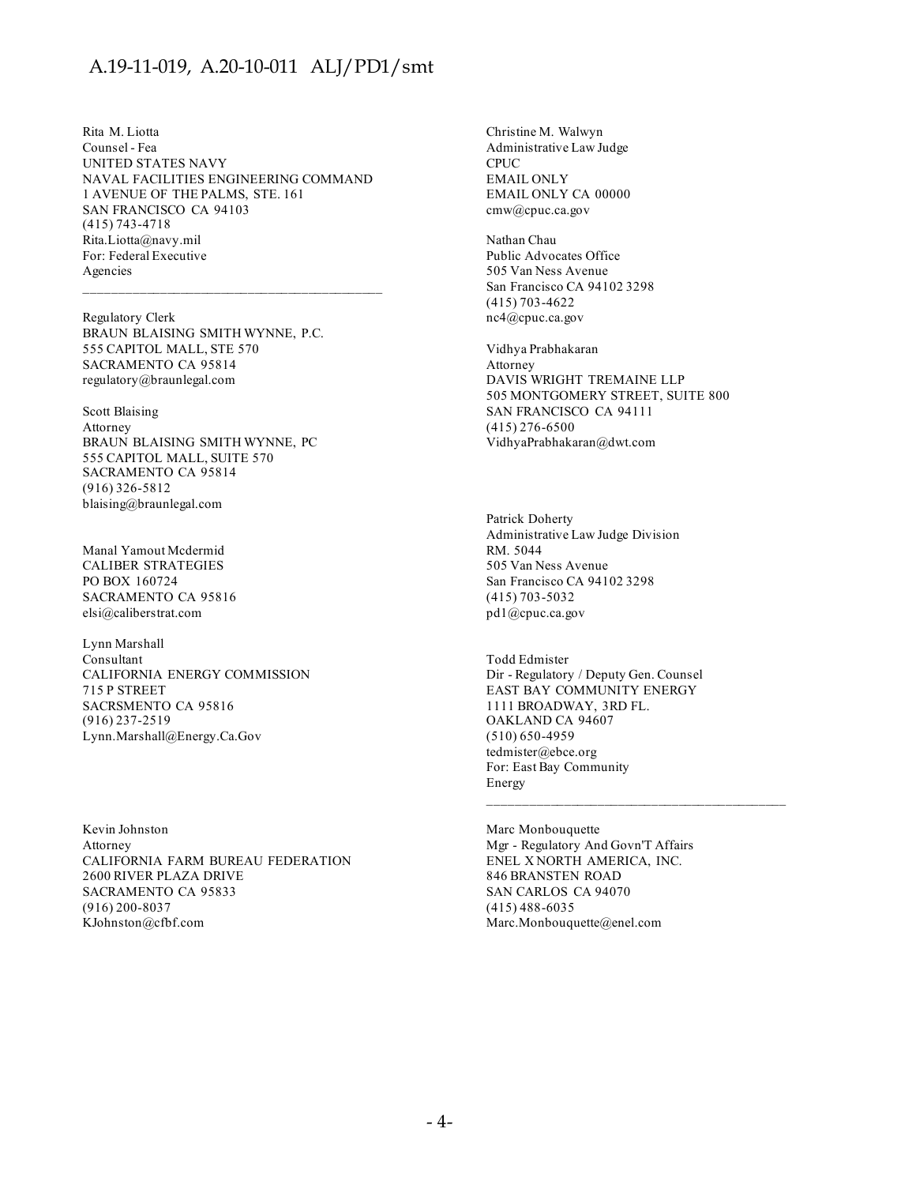Rita M. Liotta
Counsel - Fea
UNITED STATES NAVY
NAVAL FACILITIES ENGINEERING COMMAND
1 AVENUE OF THE PALMS, STE. 161
SAN FRANCISCO CA 94103
(415) 743-4718
Rita.Liotta@navy.mil
For: Federal Executive
Agencies

---

Regulatory Clerk
BRAUN BLAISING SMITH WYNNE, P.C.
555 CAPITOL MALL, STE 570
SACRAMENTO CA 95814
regulatory@braunlegal.com

Scott Blaising
Attorney
BRAUN BLAISING SMITH WYNNE, PC
555 CAPITOL MALL, SUITE 570
SACRAMENTO CA 95814
(916) 326-5812
blaising@braunlegal.com

Manal Yamout Mcdermid
CALIBER STRATEGIES
PO BOX 160724
SACRAMENTO CA 95816
elsi@caliberstrat.com

Lynn Marshall
Consultant
CALIFORNIA ENERGY COMMISSION
715 P STREET
SACRSMENTO CA 95816
(916) 237-2519
Lynn.Marshall@Energy.Ca.Gov

Kevin Johnston
Attorney
CALIFORNIA FARM BUREAU FEDERATION
2600 RIVER PLAZA DRIVE
SACRAMENTO CA 95833
(916) 200-8037
KJohnston@cfbf.com

Christine M. Walwyn
Administrative Law Judge
CPUC
EMAIL ONLY
EMAIL ONLY CA 00000
cmw@cpuc.ca.gov

Nathan Chau
Public Advocates Office
505 Van Ness Avenue
San Francisco CA 94102 3298
(415) 703-4622
nc4@cpuc.ca.gov

Vidhya Prabhakaran
Attorney
DAVIS WRIGHT TREMAINE LLP
505 MONTGOMERY STREET, SUITE 800
SAN FRANCISCO CA 94111
(415) 276-6500
VidhyaPrabhakaran@dwt.com

Patrick Doherty
Administrative Law Judge Division
RM. 5044
505 Van Ness Avenue
San Francisco CA 94102 3298
(415) 703-5032
pd1@cpuc.ca.gov

Todd Edmister
Dir - Regulatory / Deputy Gen. Counsel
EAST BAY COMMUNITY ENERGY
1111 BROADWAY, 3RD FL.
OAKLAND CA 94607
(510) 650-4959
tedmister@ebce.org
For: East Bay Community
Energy

---

Marc Monbouquette
Mgr - Regulatory And Govn'T Affairs
ENEL X NORTH AMERICA, INC.
846 BRANSTEN ROAD
SAN CARLOS CA 94070
(415) 488-6035
Marc.Monbouquette@enel.com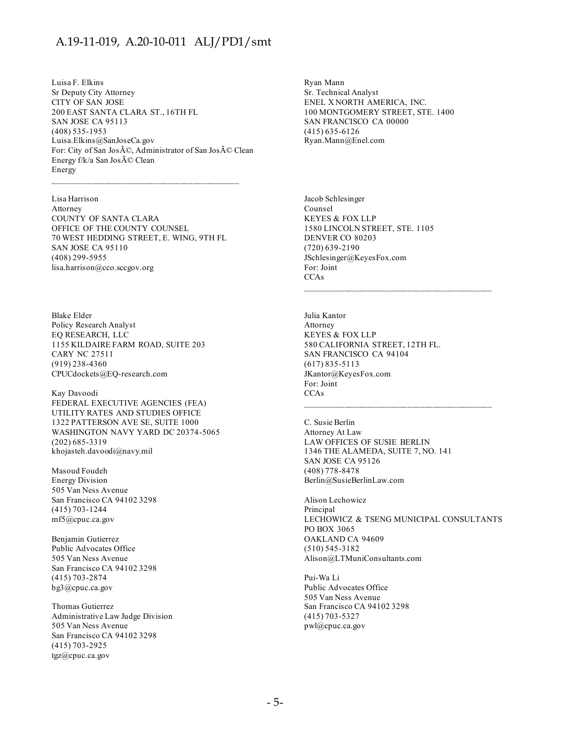Luisa F. Elkins
Sr Deputy City Attorney
CITY OF SAN JOSE
200 EAST SANTA CLARA ST., 16TH FL
SAN JOSE CA 95113
(408) 535-1953
Luisa.Elkins@SanJoseCa.gov
For: City of San JosÃ©, Administrator of San JosÃ© Clean Energy f/k/a San JosÃ© Clean Energy

---

Lisa Harrison
Attorney
COUNTY OF SANTA CLARA
OFFICE OF THE COUNTY COUNSEL
70 WEST HEDDING STREET, E. WING, 9TH FL
SAN JOSE CA 95110
(408) 299-5955
lisa.harrison@cco.sccgov.org

Blake Elder
Policy Research Analyst
EQ RESEARCH, LLC
1155 KILDAIRE FARM ROAD, SUITE 203
CARY NC 27511
(919) 238-4360
CPUCdockets@EQ-research.com

Kay Davoodi
FEDERAL EXECUTIVE AGENCIES (FEA)
UTILITY RATES AND STUDIES OFFICE
1322 PATTERSON AVE SE, SUITE 1000
WASHINGTON NAVY YARD DC 20374-5065
(202) 685-3319
khojasteh.davoodi@navy.mil

Masoud Foudeh
Energy Division
505 Van Ness Avenue
San Francisco CA 94102 3298
(415) 703-1244
mf5@cpuc.ca.gov

Benjamin Gutierrez
Public Advocates Office
505 Van Ness Avenue
San Francisco CA 94102 3298
(415) 703-2874
bg3@cpuc.ca.gov

Thomas Gutierrez
Administrative Law Judge Division
505 Van Ness Avenue
San Francisco CA 94102 3298
(415) 703-2925
tgz@cpuc.ca.gov

Ryan Mann
Sr. Technical Analyst
ENEL X NORTH AMERICA, INC.
100 MONTGOMERY STREET, STE. 1400
SAN FRANCISCO CA 00000
(415) 635-6126
Ryan.Mann@Enel.com

Jacob Schlesinger
Counsel
KEYES & FOX LLP
1580 LINCOLN STREET, STE. 1105
DENVER CO 80203
(720) 639-2190
JSchlesinger@KeyesFox.com
For: Joint CCAs

---

Julia Kantor
Attorney
KEYES & FOX LLP
580 CALIFORNIA STREET, 12TH FL.
SAN FRANCISCO CA 94104
(617) 835-5113
JKantor@KeyesFox.com
For: Joint CCAs

---

C. Susie Berlin
Attorney At Law
LAW OFFICES OF SUSIE BERLIN
1346 THE ALAMEDA, SUITE 7, NO. 141
SAN JOSE CA 95126
(408) 778-8478
Berlin@SusieBerlinLaw.com

Alison Lechowicz
Principal
LECHOWICZ & TSENG MUNICIPAL CONSULTANTS
PO BOX 3065
OAKLAND CA 94609
(510) 545-3182
Alison@LTMuniConsultants.com

Pui-Wa Li
Public Advocates Office
505 Van Ness Avenue
San Francisco CA 94102 3298
(415) 703-5327
pwl@cpuc.ca.gov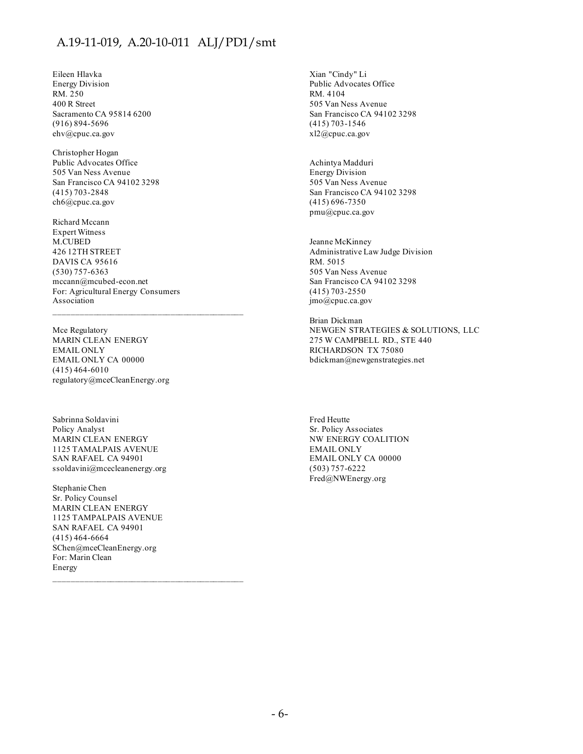Eileen Hlavka
Energy Division
RM. 250
400 R Street
Sacramento CA 95814 6200
(916) 894-5696
ehv@cpuc.ca.gov

Christopher Hogan
Public Advocates Office
505 Van Ness Avenue
San Francisco CA 94102 3298
(415) 703-2848
ch6@cpuc.ca.gov

Richard Mccann
Expert Witness
M.CUBED
426 12TH STREET
DAVIS CA 95616
(530) 757-6363
mccann@mcubed-econ.net
For: Agricultural Energy Consumers Association

---

Mce Regulatory
MARIN CLEAN ENERGY
EMAIL ONLY
EMAIL ONLY CA 00000
(415) 464-6010
regulatory@mceCleanEnergy.org

Sabrinna Soldavini
Policy Analyst
MARIN CLEAN ENERGY
1125 TAMALPAIS AVENUE
SAN RAFAEL CA 94901
ssoldavini@mcecleanenergy.org

Stephanie Chen
Sr. Policy Counsel
MARIN CLEAN ENERGY
1125 TAMPALPAIS AVENUE
SAN RAFAEL CA 94901
(415) 464-6664
SChen@mceCleanEnergy.org
For: Marin Clean Energy

---

Xian "Cindy" Li
Public Advocates Office
RM. 4104
505 Van Ness Avenue
San Francisco CA 94102 3298
(415) 703-1546
xl2@cpuc.ca.gov

Achintya Madduri
Energy Division
505 Van Ness Avenue
San Francisco CA 94102 3298
(415) 696-7350
pmu@cpuc.ca.gov

Jeanne McKinney
Administrative Law Judge Division
RM. 5015
505 Van Ness Avenue
San Francisco CA 94102 3298
(415) 703-2550
jmo@cpuc.ca.gov

Brian Dickman
NEWGEN STRATEGIES & SOLUTIONS, LLC
275 W CAMPBELL RD., STE 440
RICHARDSON TX 75080
bdickman@newgenstrategies.net

Fred Heutte
Sr. Policy Associates
NW ENERGY COALITION
EMAIL ONLY
EMAIL ONLY CA 00000
(503) 757-6222
Fred@NWEnergy.org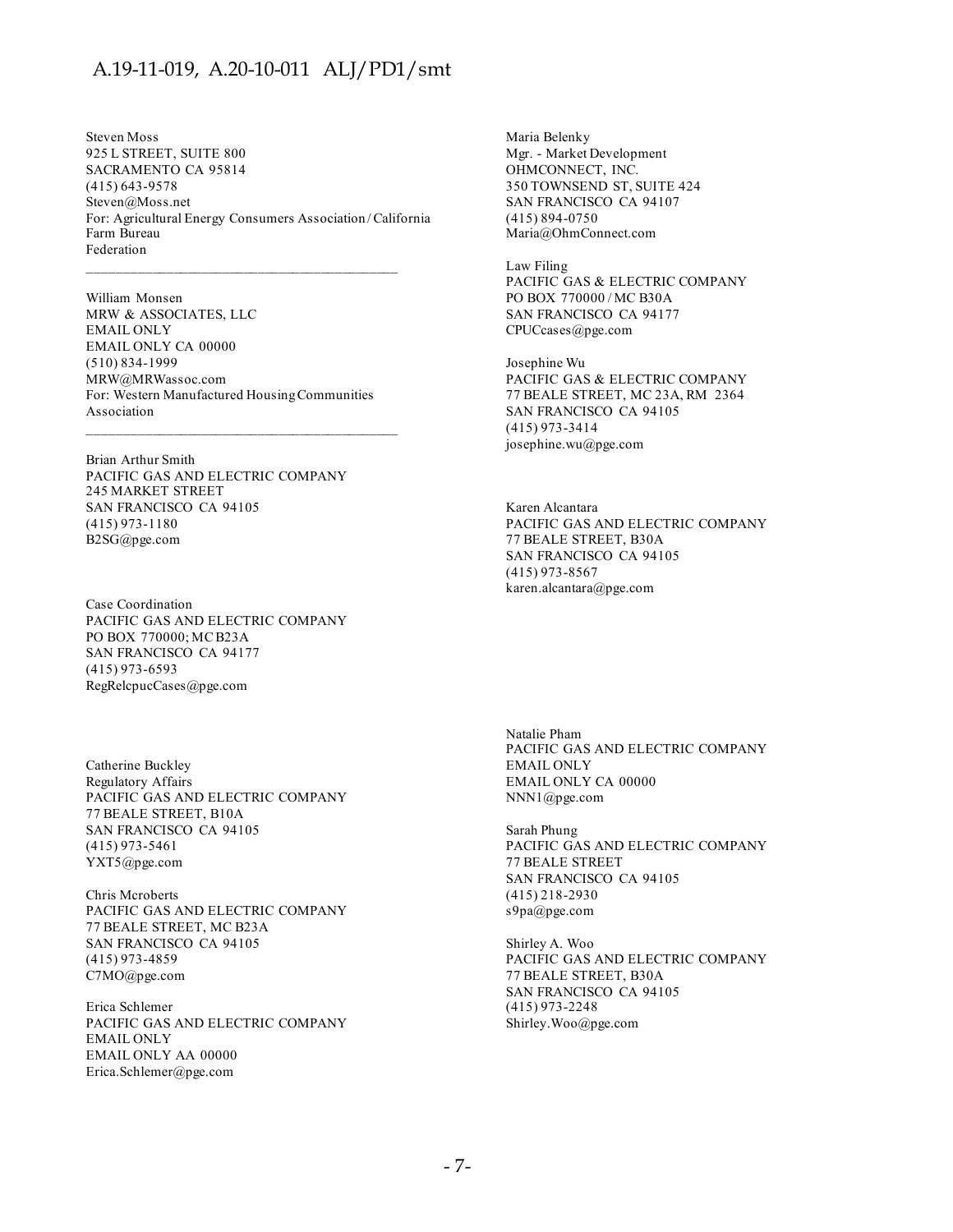Steven Moss
925 L STREET, SUITE 800
SACRAMENTO CA 95814
(415) 643-9578
Steven@Moss.net
For: Agricultural Energy Consumers Association / California Farm Bureau Federation

---

William Monsen
MRW & ASSOCIATES, LLC
EMAIL ONLY
EMAIL ONLY CA 00000
(510) 834-1999
MRW@MRWassoc.com
For: Western Manufactured Housing Communities Association

---

Brian Arthur Smith
PACIFIC GAS AND ELECTRIC COMPANY
245 MARKET STREET
SAN FRANCISCO CA 94105
(415) 973-1180
B2SG@pge.com

Case Coordination
PACIFIC GAS AND ELECTRIC COMPANY
PO BOX 770000; MC B23A
SAN FRANCISCO CA 94177
(415) 973-6593
RegRelcpucCases@pge.com

Catherine Buckley
Regulatory Affairs
PACIFIC GAS AND ELECTRIC COMPANY
77 BEALE STREET, B10A
SAN FRANCISCO CA 94105
(415) 973-5461
YXT5@pge.com

Chris Mcroberts
PACIFIC GAS AND ELECTRIC COMPANY
77 BEALE STREET, MC B23A
SAN FRANCISCO CA 94105
(415) 973-4859
C7MO@pge.com

Erica Schlemer
PACIFIC GAS AND ELECTRIC COMPANY
EMAIL ONLY
EMAIL ONLY AA 00000
Erica.Schlemer@pge.com

Maria Belenky
Mgr. - Market Development
OHMCONNECT, INC.
350 TOWNSEND ST, SUITE 424
SAN FRANCISCO CA 94107
(415) 894-0750
Maria@OhmConnect.com

Law Filing
PACIFIC GAS & ELECTRIC COMPANY
PO BOX 770000 / MC B30A
SAN FRANCISCO CA 94177
CPUCcases@pge.com

Josephine Wu
PACIFIC GAS & ELECTRIC COMPANY
77 BEALE STREET, MC 23A, RM 2364
SAN FRANCISCO CA 94105
(415) 973-3414
josephine.wu@pge.com

Karen Alcantara
PACIFIC GAS AND ELECTRIC COMPANY
77 BEALE STREET, B30A
SAN FRANCISCO CA 94105
(415) 973-8567
karen.alcantara@pge.com

Natalie Pham
PACIFIC GAS AND ELECTRIC COMPANY
EMAIL ONLY
EMAIL ONLY CA 00000
NNN1@pge.com

Sarah Phung
PACIFIC GAS AND ELECTRIC COMPANY
77 BEALE STREET
SAN FRANCISCO CA 94105
(415) 218-2930
s9pa@pge.com

Shirley A. Woo
PACIFIC GAS AND ELECTRIC COMPANY
77 BEALE STREET, B30A
SAN FRANCISCO CA 94105
(415) 973-2248
Shirley.Woo@pge.com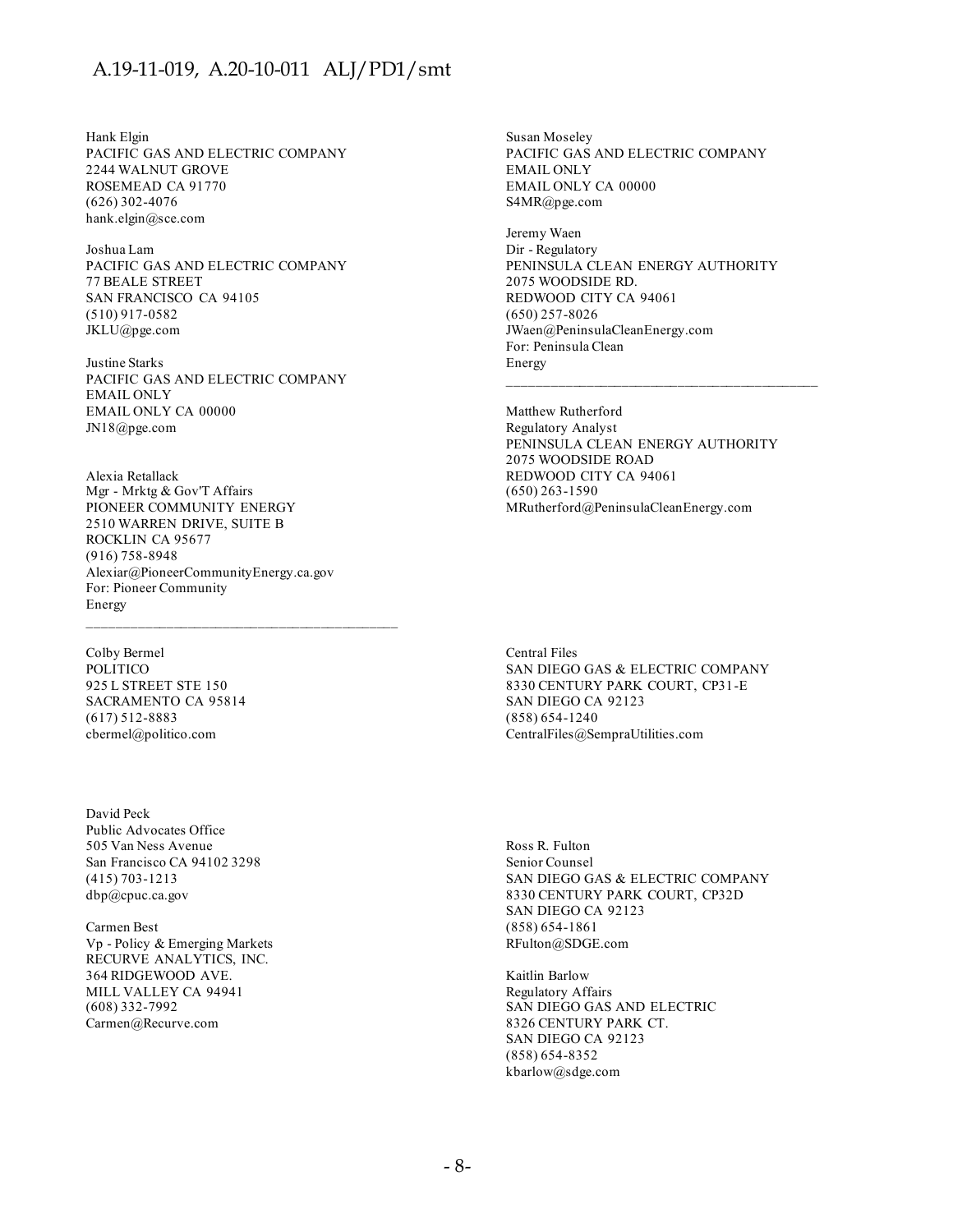Hank Elgin
PACIFIC GAS AND ELECTRIC COMPANY
2244 WALNUT GROVE
ROSEMEAD CA 91770
(626) 302-4076
hank.elgin@sce.com

Joshua Lam
PACIFIC GAS AND ELECTRIC COMPANY
77 BEALE STREET
SAN FRANCISCO CA 94105
(510) 917-0582
JKLU@pge.com

Justine Starks
PACIFIC GAS AND ELECTRIC COMPANY
EMAIL ONLY
EMAIL ONLY CA 00000
JN18@pge.com

Alexia Retallack
Mgr - Mrktg & Gov'T Affairs
PIONEER COMMUNITY ENERGY
2510 WARREN DRIVE, SUITE B
ROCKLIN CA 95677
(916) 758-8948
Alexiar@PioneerCommunityEnergy.ca.gov
For: Pioneer Community Energy

---

Susan Moseley
PACIFIC GAS AND ELECTRIC COMPANY
EMAIL ONLY
EMAIL ONLY CA 00000
S4MR@pge.com

Jeremy Waen
Dir - Regulatory
PENINSULA CLEAN ENERGY AUTHORITY
2075 WOODSIDE RD.
REDWOOD CITY CA 94061
(650) 257-8026
JWaen@PeninsulaCleanEnergy.com
For: Peninsula Clean Energy

---

Matthew Rutherford
Regulatory Analyst
PENINSULA CLEAN ENERGY AUTHORITY
2075 WOODSIDE ROAD
REDWOOD CITY CA 94061
(650) 263-1590
MRutherford@PeninsulaCleanEnergy.com

Colby Bermel
POLITICO
925 L STREET STE 150
SACRAMENTO CA 95814
(617) 512-8883
cbermel@politico.com

Central Files
SAN DIEGO GAS & ELECTRIC COMPANY
8330 CENTURY PARK COURT, CP31-E
SAN DIEGO CA 92123
(858) 654-1240
CentralFiles@SempraUtilities.com

David Peck
Public Advocates Office
505 Van Ness Avenue
San Francisco CA 94102 3298
(415) 703-1213
dbp@cpuc.ca.gov

Carmen Best
Vp - Policy & Emerging Markets
RECURVE ANALYTICS, INC.
364 RIDGEWOOD AVE.
MILL VALLEY CA 94941
(608) 332-7992
Carmen@Recurve.com

Ross R. Fulton
Senior Counsel
SAN DIEGO GAS & ELECTRIC COMPANY
8330 CENTURY PARK COURT, CP32D
SAN DIEGO CA 92123
(858) 654-1861
RFulton@SDGE.com

Kaitlin Barlow
Regulatory Affairs
SAN DIEGO GAS AND ELECTRIC
8326 CENTURY PARK CT.
SAN DIEGO CA 92123
(858) 654-8352
kbarlow@sdge.com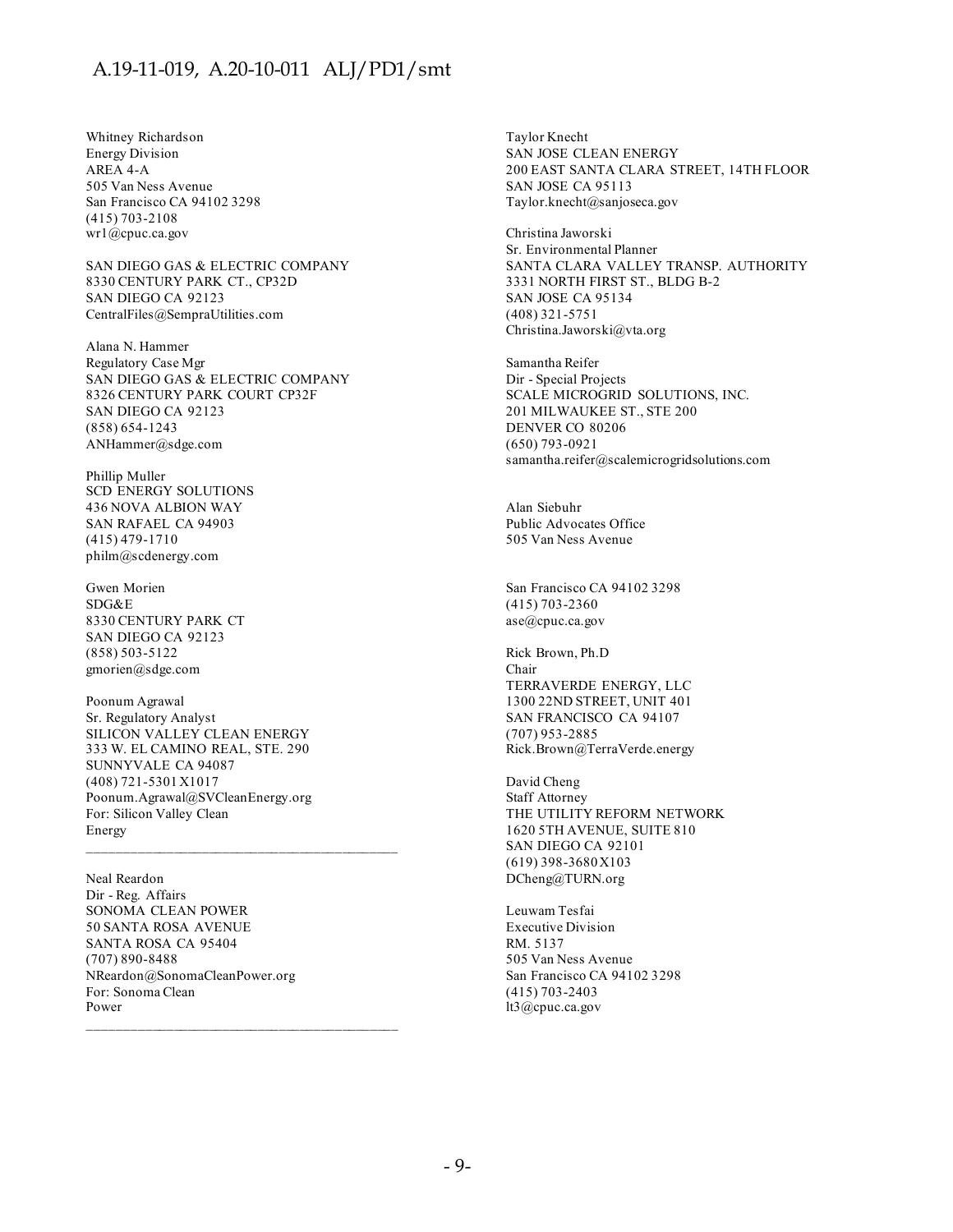Whitney Richardson
Energy Division
AREA 4-A
505 Van Ness Avenue
San Francisco CA 94102 3298
(415) 703-2108
wr1@cpuc.ca.gov

SAN DIEGO GAS & ELECTRIC COMPANY
8330 CENTURY PARK CT., CP32D
SAN DIEGO CA 92123
CentralFiles@SempraUtilities.com

Alana N. Hammer
Regulatory Case Mgr
SAN DIEGO GAS & ELECTRIC COMPANY
8326 CENTURY PARK COURT CP32F
SAN DIEGO CA 92123
(858) 654-1243
ANHammer@sdge.com

Phillip Muller
SCD ENERGY SOLUTIONS
436 NOVA ALBION WAY
SAN RAFAEL CA 94903
(415) 479-1710
philm@scdenergy.com

Gwen Morien
SDG&E
8330 CENTURY PARK CT
SAN DIEGO CA 92123
(858) 503-5122
gmorien@sdge.com

Poonum Agrawal
Sr. Regulatory Analyst
SILICON VALLEY CLEAN ENERGY
333 W. EL CAMINO REAL, STE. 290
SUNNYVALE CA 94087
(408) 721-5301 X1017
Poonum.Agrawal@SVCleanEnergy.org
For: Silicon Valley Clean Energy

---

Neal Reardon
Dir - Reg. Affairs
SONOMA CLEAN POWER
50 SANTA ROSA AVENUE
SANTA ROSA CA 95404
(707) 890-8488
NReardon@SonomaCleanPower.org
For: Sonoma Clean Power

---

Taylor Knecht
SAN JOSE CLEAN ENERGY
200 EAST SANTA CLARA STREET, 14TH FLOOR
SAN JOSE CA 95113
Taylor.knecht@sanjoseca.gov

Christina Jaworski
Sr. Environmental Planner
SANTA CLARA VALLEY TRANSP. AUTHORITY
3331 NORTH FIRST ST., BLDG B-2
SAN JOSE CA 95134
(408) 321-5751
Christina.Jaworski@vta.org

Samantha Reifer
Dir - Special Projects
SCALE MICROGRID SOLUTIONS, INC.
201 MILWAUKEE ST., STE 200
DENVER CO 80206
(650) 793-0921
samantha.reifer@scalemicrogridsolutions.com

Alan Siebuhr
Public Advocates Office
505 Van Ness Avenue
San Francisco CA 94102 3298
(415) 703-2360
ase@cpuc.ca.gov

Rick Brown, Ph.D
Chair
TERRAVERDE ENERGY, LLC
1300 22ND STREET, UNIT 401
SAN FRANCISCO CA 94107
(707) 953-2885
Rick.Brown@TerraVerde.energy

David Cheng
Staff Attorney
THE UTILITY REFORM NETWORK
1620 5TH AVENUE, SUITE 810
SAN DIEGO CA 92101
(619) 398-3680 X103
DCheng@TURN.org

Leuwam Tesfai
Executive Division
RM. 5137
505 Van Ness Avenue
San Francisco CA 94102 3298
(415) 703-2403
lt3@cpuc.ca.gov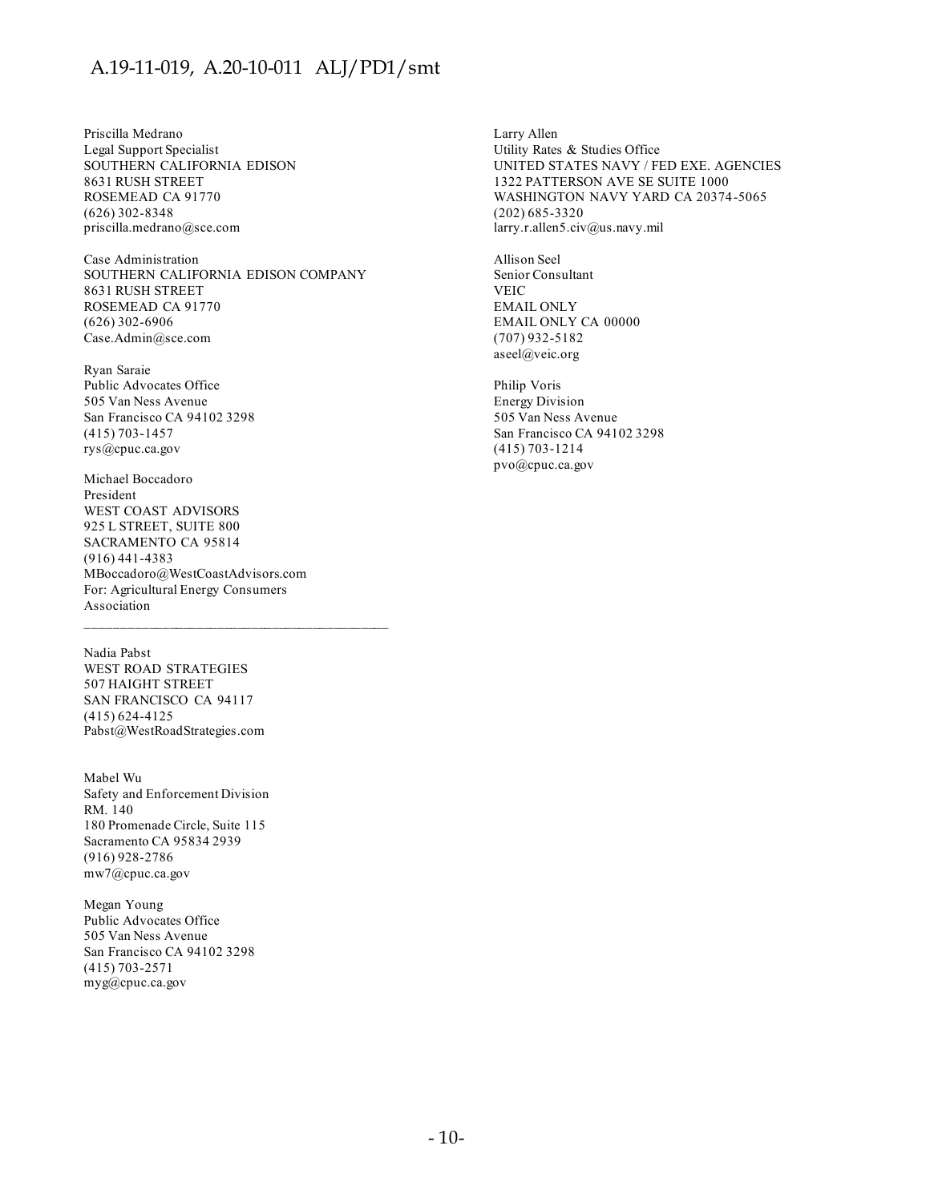Priscilla Medrano
Legal Support Specialist
SOUTHERN CALIFORNIA EDISON
8631 RUSH STREET
ROSEMEAD CA 91770
(626) 302-8348
priscilla.medrano@sce.com

Case Administration
SOUTHERN CALIFORNIA EDISON COMPANY
8631 RUSH STREET
ROSEMEAD CA 91770
(626) 302-6906
Case.Admin@sce.com

Ryan Saraie
Public Advocates Office
505 Van Ness Avenue
San Francisco CA 94102 3298
(415) 703-1457
rys@cpuc.ca.gov

Michael Boccadoro
President
WEST COAST ADVISORS
925 L STREET, SUITE 800
SACRAMENTO CA 95814
(916) 441-4383
MBoccadoro@WestCoastAdvisors.com
For: Agricultural Energy Consumers Association

---

Nadia Pabst
WEST ROAD STRATEGIES
507 HAIGHT STREET
SAN FRANCISCO CA 94117
(415) 624-4125
Pabst@WestRoadStrategies.com

Mabel Wu
Safety and Enforcement Division
RM. 140
180 Promenade Circle, Suite 115
Sacramento CA 95834 2939
(916) 928-2786
mw7@cpuc.ca.gov

Megan Young
Public Advocates Office
505 Van Ness Avenue
San Francisco CA 94102 3298
(415) 703-2571
myg@cpuc.ca.gov

Larry Allen
Utility Rates & Studies Office
UNITED STATES NAVY / FED EXE. AGENCIES
1322 PATTERSON AVE SE SUITE 1000
WASHINGTON NAVY YARD CA 20374-5065
(202) 685-3320
larry.r.allen5.civ@us.navy.mil

Allison Seel
Senior Consultant
VEIC
EMAIL ONLY
EMAIL ONLY CA 00000
(707) 932-5182
aseel@veic.org

Philip Voris
Energy Division
505 Van Ness Avenue
San Francisco CA 94102 3298
(415) 703-1214
pvo@cpuc.ca.gov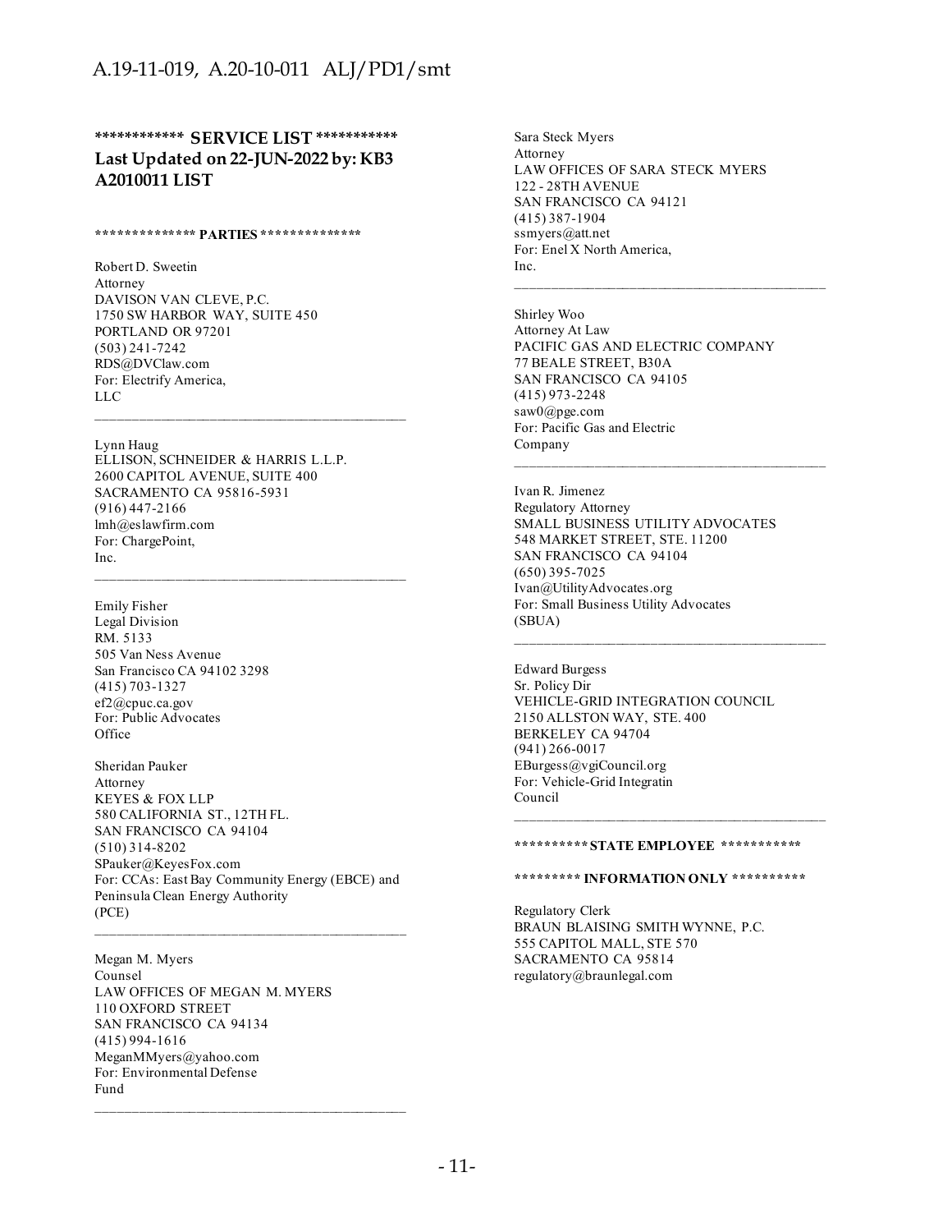**************** SERVICE LIST ***************
**Last Updated on 22-JUN-2022 by: KB3**
**A2010011 LIST**

**************** PARTIES ****************

Robert D. Sweetin
Attorney
DAVISON VAN CLEVE, P.C.
1750 SW HARBOR WAY, SUITE 450
PORTLAND OR 97201
(503) 241-7242
RDS@DVClaw.com
For: Electrify America, LLC

---

Lynn Haug
ELLISON, SCHNEIDER & HARRIS L.L.P.
2600 CAPITOL AVENUE, SUITE 400
SACRAMENTO CA 95816-5931
(916) 447-2166
lmh@eslawfirm.com
For: ChargePoint, Inc.

---

Emily Fisher
Legal Division
RM. 5133
505 Van Ness Avenue
San Francisco CA 94102 3298
(415) 703-1327
ef2@cpuc.ca.gov
For: Public Advocates Office

Sheridan Pauker
Attorney
KEYES & FOX LLP
580 CALIFORNIA ST., 12TH FL.
SAN FRANCISCO CA 94104
(510) 314-8202
SPauker@KeyesFox.com
For: CCAs: East Bay Community Energy (EBCE) and Peninsula Clean Energy Authority (PCE)

---

Megan M. Myers
Counsel
LAW OFFICES OF MEGAN M. MYERS
110 OXFORD STREET
SAN FRANCISCO CA 94134
(415) 994-1616
MeganMMyers@yahoo.com
For: Environmental Defense Fund

---

Sara Steck Myers
Attorney
LAW OFFICES OF SARA STECK MYERS
122 - 28TH AVENUE
SAN FRANCISCO CA 94121
(415) 387-1904
ssmyers@att.net
For: Enel X North America, Inc.

---

Shirley Woo
Attorney At Law
PACIFIC GAS AND ELECTRIC COMPANY
77 BEALE STREET, B30A
SAN FRANCISCO CA 94105
(415) 973-2248
saw0@pge.com
For: Pacific Gas and Electric Company

---

Ivan R. Jimenez
Regulatory Attorney
SMALL BUSINESS UTILITY ADVOCATES
548 MARKET STREET, STE. 11200
SAN FRANCISCO CA 94104
(650) 395-7025
Ivan@UtilityAdvocates.org
For: Small Business Utility Advocates (SBUA)

---

Edward Burgess
Sr. Policy Dir
VEHICLE-GRID INTEGRATION COUNCIL
2150 ALLSTON WAY, STE. 400
BERKELEY CA 94704
(941) 266-0017
EBurgess@vgiCouncil.org
For: Vehicle-Grid Integratin Council

---

************ STATE EMPLOYEE ************

*********** INFORMATION ONLY ***********

Regulatory Clerk
BRAUN BLAISING SMITH WYNNE, P.C.
555 CAPITOL MALL, STE 570
SACRAMENTO CA 95814
regulatory@braunlegal.com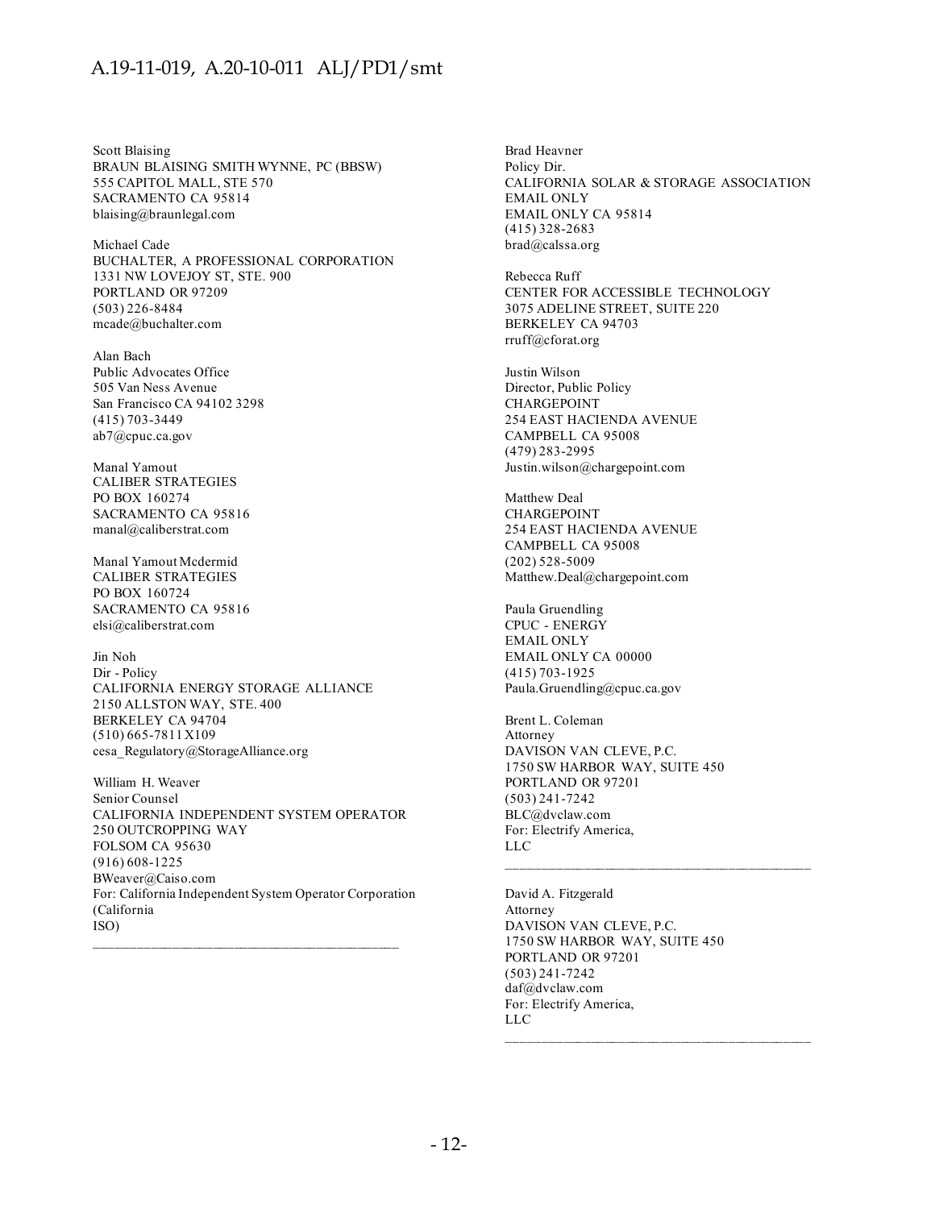Scott Blaising
BRAUN BLAISING SMITH WYNNE, PC (BBSW)
555 CAPITOL MALL, STE 570
SACRAMENTO CA 95814
blaising@braunlegal.com

Michael Cade
BUCHALTER, A PROFESSIONAL CORPORATION
1331 NW LOVEJOY ST, STE. 900
PORTLAND OR 97209
(503) 226-8484
mcade@buchalter.com

Alan Bach
Public Advocates Office
505 Van Ness Avenue
San Francisco CA 94102 3298
(415) 703-3449
ab7@cpuc.ca.gov

Manal Yamout
CALIBER STRATEGIES
PO BOX 160274
SACRAMENTO CA 95816
manal@caliberstrat.com

Manal Yamout Mcdermid
CALIBER STRATEGIES
PO BOX 160724
SACRAMENTO CA 95816
elsi@caliberstrat.com

Jin Noh
Dir - Policy
CALIFORNIA ENERGY STORAGE ALLIANCE
2150 ALLSTON WAY, STE. 400
BERKELEY CA 94704
(510) 665-7811 X109
cesa_Regulatory@StorageAlliance.org

William H. Weaver
Senior Counsel
CALIFORNIA INDEPENDENT SYSTEM OPERATOR
250 OUTCROPPING WAY
FOLSOM CA 95630
(916) 608-1225
BWeaver@Caiso.com
For: California Independent System Operator Corporation (California ISO)

---

Brad Heavner
Policy Dir.
CALIFORNIA SOLAR & STORAGE ASSOCIATION
EMAIL ONLY
EMAIL ONLY CA 95814
(415) 328-2683
brad@calssa.org

Rebecca Ruff
CENTER FOR ACCESSIBLE TECHNOLOGY
3075 ADELINE STREET, SUITE 220
BERKELEY CA 94703
rruff@cforat.org

Justin Wilson
Director, Public Policy
CHARGEPOINT
254 EAST HACIENDA AVENUE
CAMPBELL CA 95008
(479) 283-2995
Justin.wilson@chargepoint.com

Matthew Deal
CHARGEPOINT
254 EAST HACIENDA AVENUE
CAMPBELL CA 95008
(202) 528-5009
Matthew.Deal@chargepoint.com

Paula Gruendling
CPUC - ENERGY
EMAIL ONLY
EMAIL ONLY CA 00000
(415) 703-1925
Paula.Gruendling@cpuc.ca.gov

Brent L. Coleman
Attorney
DAVISON VAN CLEVE, P.C.
1750 SW HARBOR WAY, SUITE 450
PORTLAND OR 97201
(503) 241-7242
BLC@dvclaw.com
For: Electrify America, LLC

---

David A. Fitzgerald
Attorney
DAVISON VAN CLEVE, P.C.
1750 SW HARBOR WAY, SUITE 450
PORTLAND OR 97201
(503) 241-7242
daf@dvclaw.com
For: Electrify America, LLC

---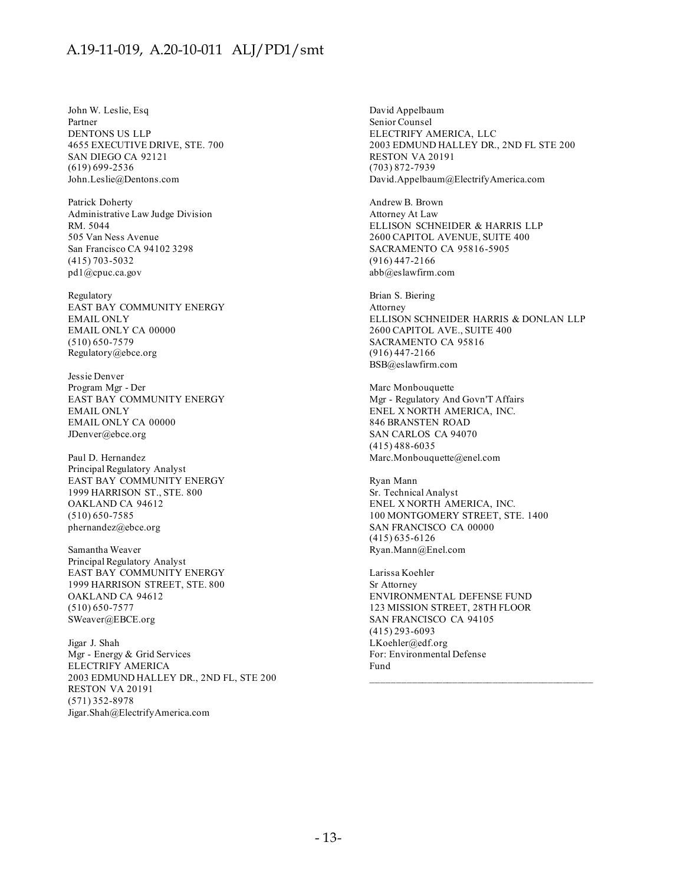John W. Leslie, Esq
Partner
DENTONS US LLP
4655 EXECUTIVE DRIVE, STE. 700
SAN DIEGO CA 92121
(619) 699-2536
John.Leslie@Dentons.com

Patrick Doherty
Administrative Law Judge Division
RM. 5044
505 Van Ness Avenue
San Francisco CA 94102 3298
(415) 703-5032
pd1@cpuc.ca.gov

Regulatory
EAST BAY COMMUNITY ENERGY
EMAIL ONLY
EMAIL ONLY CA 00000
(510) 650-7579
Regulatory@ebce.org

Jessie Denver
Program Mgr - Der
EAST BAY COMMUNITY ENERGY
EMAIL ONLY
EMAIL ONLY CA 00000
JDenver@ebce.org

Paul D. Hernandez
Principal Regulatory Analyst
EAST BAY COMMUNITY ENERGY
1999 HARRISON ST., STE. 800
OAKLAND CA 94612
(510) 650-7585
phernandez@ebce.org

Samantha Weaver
Principal Regulatory Analyst
EAST BAY COMMUNITY ENERGY
1999 HARRISON STREET, STE. 800
OAKLAND CA 94612
(510) 650-7577
SWeaver@EBCE.org

Jigar J. Shah
Mgr - Energy & Grid Services
ELECTRIFY AMERICA
2003 EDMUND HALLEY DR., 2ND FL, STE 200
RESTON VA 20191
(571) 352-8978
Jigar.Shah@ElectrifyAmerica.com

David Appelbaum
Senior Counsel
ELECTRIFY AMERICA, LLC
2003 EDMUND HALLEY DR., 2ND FL STE 200
RESTON VA 20191
(703) 872-7939
David.Appelbaum@ElectrifyAmerica.com

Andrew B. Brown
Attorney At Law
ELLISON SCHNEIDER & HARRIS LLP
2600 CAPITOL AVENUE, SUITE 400
SACRAMENTO CA 95816-5905
(916) 447-2166
abb@eslawfirm.com

Brian S. Biering
Attorney
ELLISON SCHNEIDER HARRIS & DONLAN LLP
2600 CAPITOL AVE., SUITE 400
SACRAMENTO CA 95816
(916) 447-2166
BSB@eslawfirm.com

Marc Monbouquette
Mgr - Regulatory And Govn'T Affairs
ENEL X NORTH AMERICA, INC.
846 BRANSTEN ROAD
SAN CARLOS CA 94070
(415) 488-6035
Marc.Monbouquette@enel.com

Ryan Mann
Sr. Technical Analyst
ENEL X NORTH AMERICA, INC.
100 MONTGOMERY STREET, STE. 1400
SAN FRANCISCO CA 00000
(415) 635-6126
Ryan.Mann@Enel.com

Larissa Koehler
Sr Attorney
ENVIRONMENTAL DEFENSE FUND
123 MISSION STREET, 28TH FLOOR
SAN FRANCISCO CA 94105
(415) 293-6093
LKoehler@edf.org
For: Environmental Defense Fund

---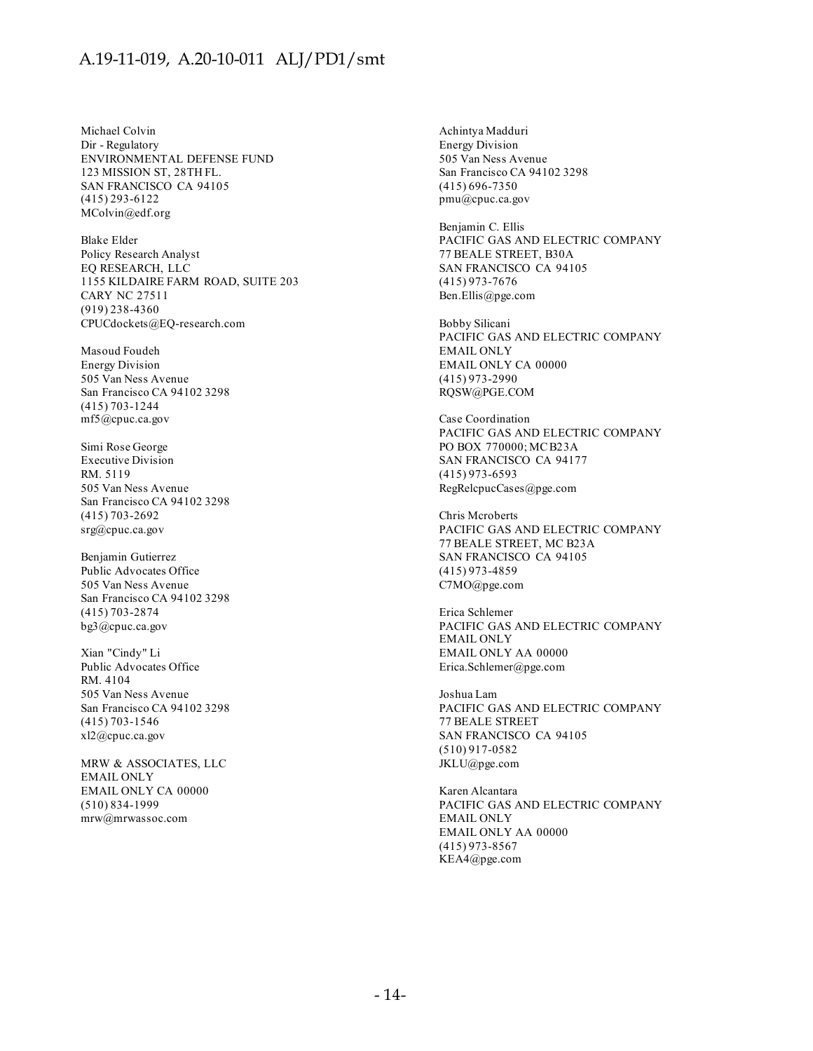Michael Colvin
Dir - Regulatory
ENVIRONMENTAL DEFENSE FUND
123 MISSION ST, 28TH FL.
SAN FRANCISCO CA 94105
(415) 293-6122
MColvin@edf.org

Blake Elder
Policy Research Analyst
EQ RESEARCH, LLC
1155 KILDAIRE FARM ROAD, SUITE 203
CARY NC 27511
(919) 238-4360
CPUCdockets@EQ-research.com

Masoud Foudeh
Energy Division
505 Van Ness Avenue
San Francisco CA 94102 3298
(415) 703-1244
mf5@cpuc.ca.gov

Simi Rose George
Executive Division
RM. 5119
505 Van Ness Avenue
San Francisco CA 94102 3298
(415) 703-2692
srg@cpuc.ca.gov

Benjamin Gutierrez
Public Advocates Office
505 Van Ness Avenue
San Francisco CA 94102 3298
(415) 703-2874
bg3@cpuc.ca.gov

Xian "Cindy" Li
Public Advocates Office
RM. 4104
505 Van Ness Avenue
San Francisco CA 94102 3298
(415) 703-1546
xl2@cpuc.ca.gov

MRW & ASSOCIATES, LLC
EMAIL ONLY
EMAIL ONLY CA 00000
(510) 834-1999
mrw@mrwassoc.com

Achintya Madduri
Energy Division
505 Van Ness Avenue
San Francisco CA 94102 3298
(415) 696-7350
pmu@cpuc.ca.gov

Benjamin C. Ellis
PACIFIC GAS AND ELECTRIC COMPANY
77 BEALE STREET, B30A
SAN FRANCISCO CA 94105
(415) 973-7676
Ben.Ellis@pge.com

Bobby Silicani
PACIFIC GAS AND ELECTRIC COMPANY
EMAIL ONLY
EMAIL ONLY CA 00000
(415) 973-2990
RQSW@PGE.COM

Case Coordination
PACIFIC GAS AND ELECTRIC COMPANY
PO BOX 770000; MC B23A
SAN FRANCISCO CA 94177
(415) 973-6593
RegRelcpucCases@pge.com

Chris Mcroberts
PACIFIC GAS AND ELECTRIC COMPANY
77 BEALE STREET, MC B23A
SAN FRANCISCO CA 94105
(415) 973-4859
C7MO@pge.com

Erica Schlemer
PACIFIC GAS AND ELECTRIC COMPANY
EMAIL ONLY
EMAIL ONLY AA 00000
Erica.Schlemer@pge.com

Joshua Lam
PACIFIC GAS AND ELECTRIC COMPANY
77 BEALE STREET
SAN FRANCISCO CA 94105
(510) 917-0582
JKLU@pge.com

Karen Alcantara
PACIFIC GAS AND ELECTRIC COMPANY
EMAIL ONLY
EMAIL ONLY AA 00000
(415) 973-8567
KEA4@pge.com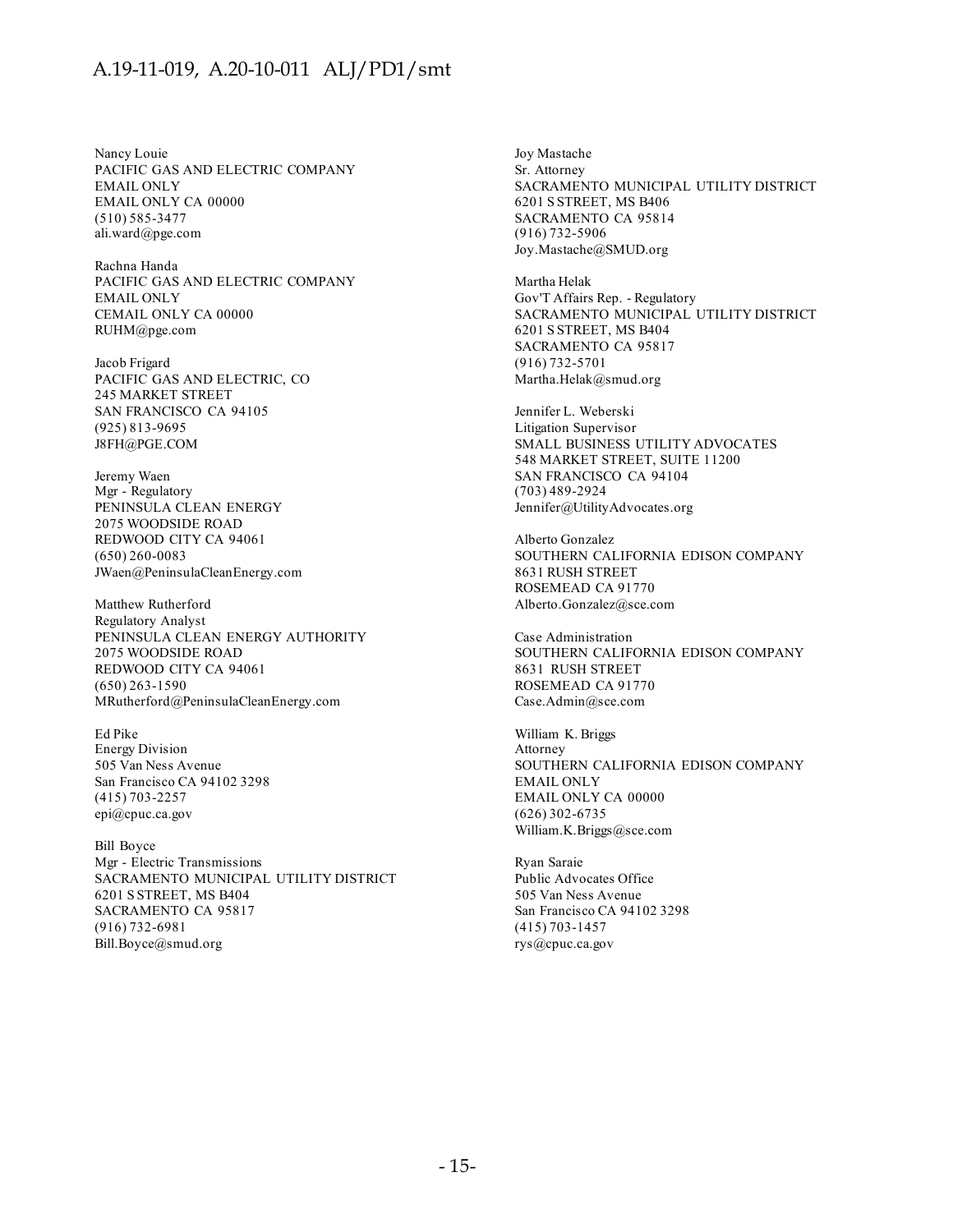Nancy Louie
PACIFIC GAS AND ELECTRIC COMPANY
EMAIL ONLY
EMAIL ONLY CA 00000
(510) 585-3477
ali.ward@pge.com

Rachna Handa
PACIFIC GAS AND ELECTRIC COMPANY
EMAIL ONLY
CEMAIL ONLY CA 00000
RUHM@pge.com

Jacob Frigard
PACIFIC GAS AND ELECTRIC, CO
245 MARKET STREET
SAN FRANCISCO CA 94105
(925) 813-9695
J8FH@PGE.COM

Jeremy Waen
Mgr - Regulatory
PENINSULA CLEAN ENERGY
2075 WOODSIDE ROAD
REDWOOD CITY CA 94061
(650) 260-0083
JWaen@PeninsulaCleanEnergy.com

Matthew Rutherford
Regulatory Analyst
PENINSULA CLEAN ENERGY AUTHORITY
2075 WOODSIDE ROAD
REDWOOD CITY CA 94061
(650) 263-1590
MRutherford@PeninsulaCleanEnergy.com

Ed Pike
Energy Division
505 Van Ness Avenue
San Francisco CA 94102 3298
(415) 703-2257
epi@cpuc.ca.gov

Bill Boyce
Mgr - Electric Transmissions
SACRAMENTO MUNICIPAL UTILITY DISTRICT
6201 S STREET, MS B404
SACRAMENTO CA 95817
(916) 732-6981
Bill.Boyce@smud.org

Joy Mastache
Sr. Attorney
SACRAMENTO MUNICIPAL UTILITY DISTRICT
6201 S STREET, MS B406
SACRAMENTO CA 95814
(916) 732-5906
Joy.Mastache@SMUD.org

Martha Helak
Gov'T Affairs Rep. - Regulatory
SACRAMENTO MUNICIPAL UTILITY DISTRICT
6201 S STREET, MS B404
SACRAMENTO CA 95817
(916) 732-5701
Martha.Helak@smud.org

Jennifer L. Weberski
Litigation Supervisor
SMALL BUSINESS UTILITY ADVOCATES
548 MARKET STREET, SUITE 11200
SAN FRANCISCO CA 94104
(703) 489-2924
Jennifer@UtilityAdvocates.org

Alberto Gonzalez
SOUTHERN CALIFORNIA EDISON COMPANY
8631 RUSH STREET
ROSEMEAD CA 91770
Alberto.Gonzalez@sce.com

Case Administration
SOUTHERN CALIFORNIA EDISON COMPANY
8631 RUSH STREET
ROSEMEAD CA 91770
Case.Admin@sce.com

William K. Briggs
Attorney
SOUTHERN CALIFORNIA EDISON COMPANY
EMAIL ONLY
EMAIL ONLY CA 00000
(626) 302-6735
William.K.Briggs@sce.com

Ryan Saraie
Public Advocates Office
505 Van Ness Avenue
San Francisco CA 94102 3298
(415) 703-1457
rys@cpuc.ca.gov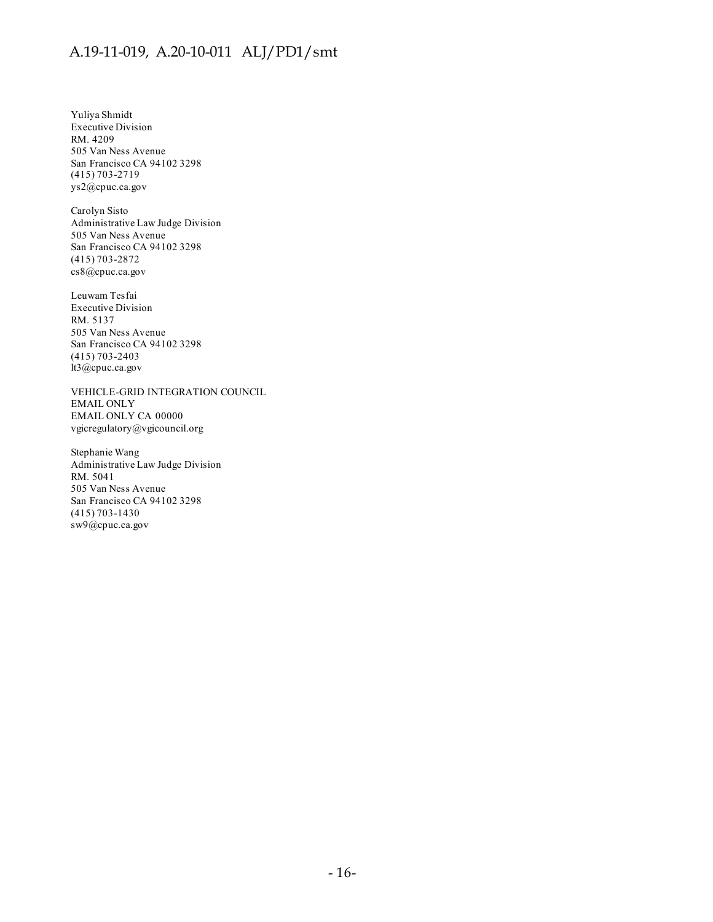Yuliya Shmidt
Executive Division
RM. 4209
505 Van Ness Avenue
San Francisco CA 94102 3298
(415) 703-2719
ys2@cpuc.ca.gov

Carolyn Sisto
Administrative Law Judge Division
505 Van Ness Avenue
San Francisco CA 94102 3298
(415) 703-2872
cs8@cpuc.ca.gov

Leuwam Tesfai
Executive Division
RM. 5137
505 Van Ness Avenue
San Francisco CA 94102 3298
(415) 703-2403
lt3@cpuc.ca.gov

VEHICLE-GRID INTEGRATION COUNCIL
EMAIL ONLY
EMAIL ONLY CA 00000
vgicregulatory@vgicouncil.org

Stephanie Wang
Administrative Law Judge Division
RM. 5041
505 Van Ness Avenue
San Francisco CA 94102 3298
(415) 703-1430
sw9@cpuc.ca.gov